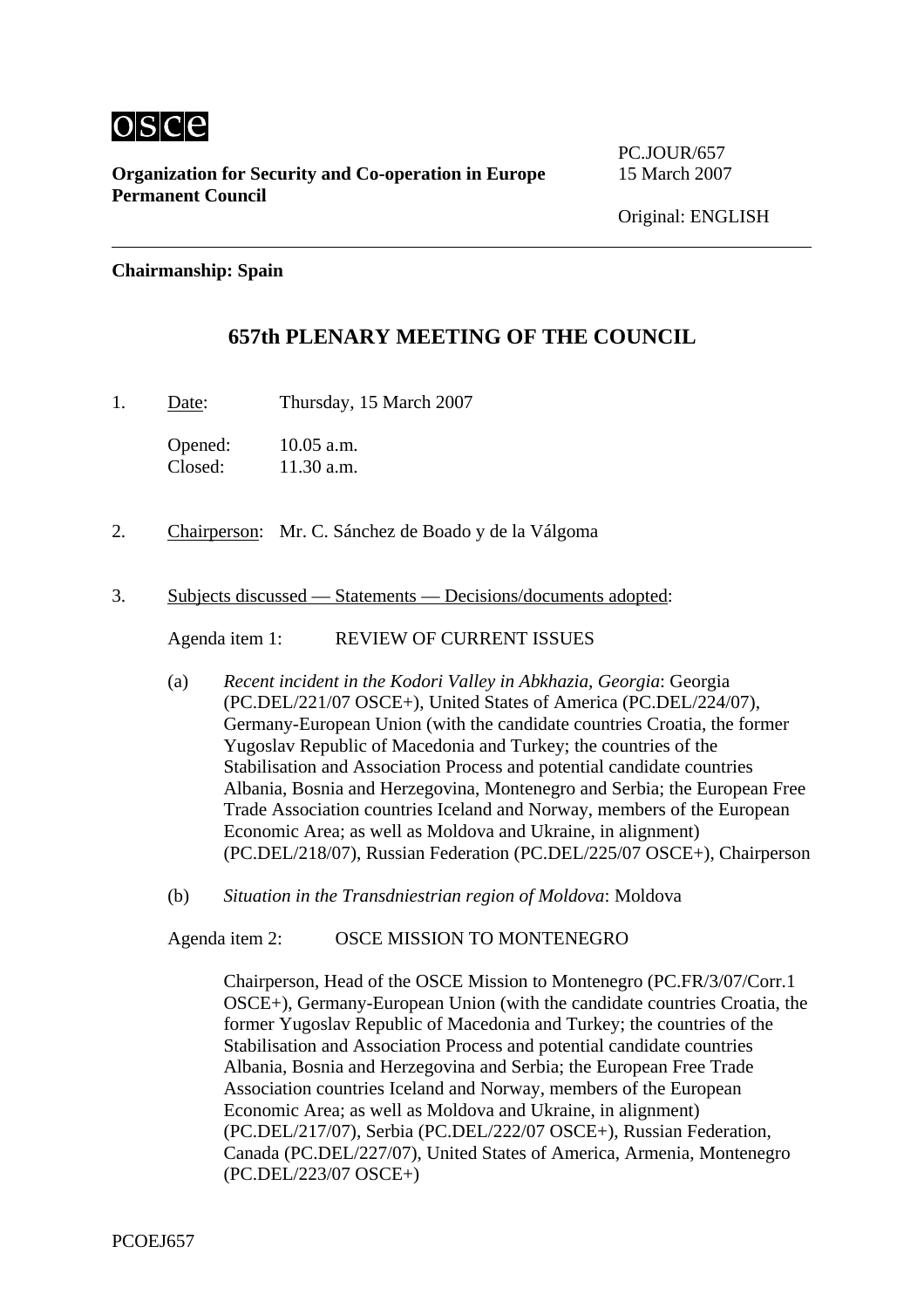OSCE

**Organization for Security and Co-operation in Europe**
**Permanent Council**

PC.JOUR/657
15 March 2007

Original: ENGLISH

---

**Chairmanship: Spain**

## 657th PLENARY MEETING OF THE COUNCIL

1. Date: Thursday, 15 March 2007

   Opened: 10.05 a.m.
   Closed: 11.30 a.m.

2. Chairperson: Mr. C. Sánchez de Boado y de la Válgoma

3. Subjects discussed — Statements — Decisions/documents adopted:

   Agenda item 1: REVIEW OF CURRENT ISSUES

   (a) *Recent incident in the Kodori Valley in Abkhazia, Georgia*: Georgia (PC.DEL/221/07 OSCE+), United States of America (PC.DEL/224/07), Germany-European Union (with the candidate countries Croatia, the former Yugoslav Republic of Macedonia and Turkey; the countries of the Stabilisation and Association Process and potential candidate countries Albania, Bosnia and Herzegovina, Montenegro and Serbia; the European Free Trade Association countries Iceland and Norway, members of the European Economic Area; as well as Moldova and Ukraine, in alignment) (PC.DEL/218/07), Russian Federation (PC.DEL/225/07 OSCE+), Chairperson

   (b) *Situation in the Transdniestrian region of Moldova*: Moldova

   Agenda item 2: OSCE MISSION TO MONTENEGRO

   Chairperson, Head of the OSCE Mission to Montenegro (PC.FR/3/07/Corr.1 OSCE+), Germany-European Union (with the candidate countries Croatia, the former Yugoslav Republic of Macedonia and Turkey; the countries of the Stabilisation and Association Process and potential candidate countries Albania, Bosnia and Herzegovina and Serbia; the European Free Trade Association countries Iceland and Norway, members of the European Economic Area; as well as Moldova and Ukraine, in alignment) (PC.DEL/217/07), Serbia (PC.DEL/222/07 OSCE+), Russian Federation, Canada (PC.DEL/227/07), United States of America, Armenia, Montenegro (PC.DEL/223/07 OSCE+)

PCOEJ657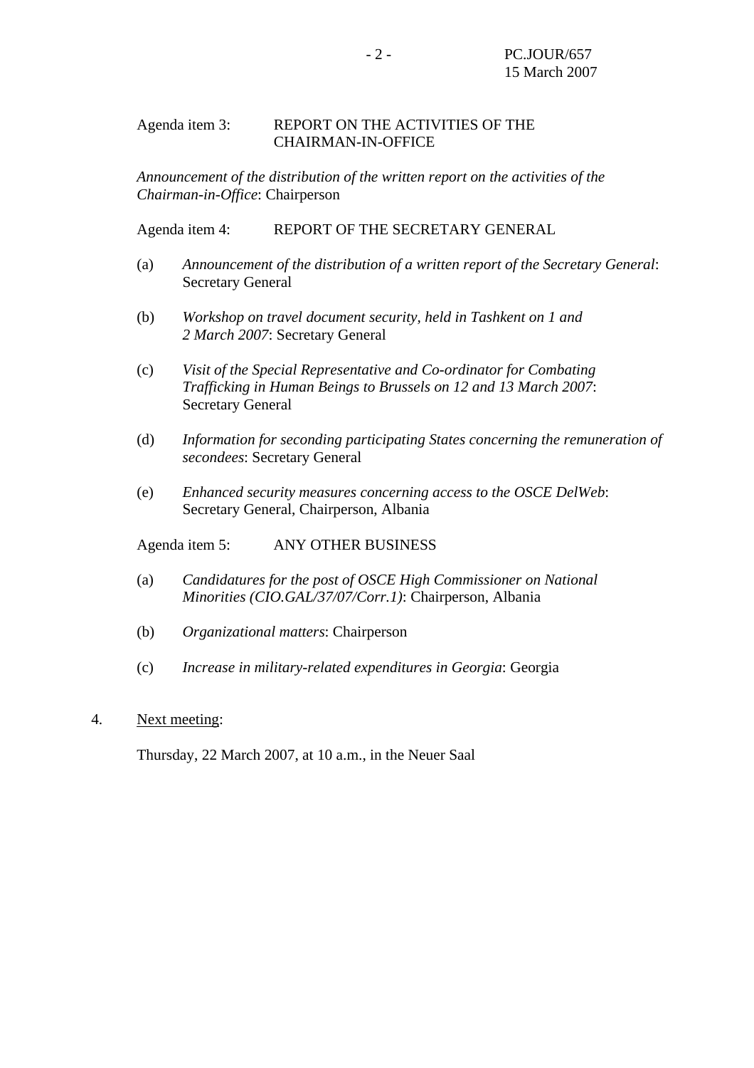Agenda item 3: REPORT ON THE ACTIVITIES OF THE CHAIRMAN-IN-OFFICE

*Announcement of the distribution of the written report on the activities of the Chairman-in-Office*: Chairperson

Agenda item 4: REPORT OF THE SECRETARY GENERAL

(a) *Announcement of the distribution of a written report of the Secretary General*: Secretary General

(b) *Workshop on travel document security, held in Tashkent on 1 and 2 March 2007*: Secretary General

(c) *Visit of the Special Representative and Co-ordinator for Combating Trafficking in Human Beings to Brussels on 12 and 13 March 2007*: Secretary General

(d) *Information for seconding participating States concerning the remuneration of secondees*: Secretary General

(e) *Enhanced security measures concerning access to the OSCE DelWeb*: Secretary General, Chairperson, Albania

Agenda item 5: ANY OTHER BUSINESS

(a) *Candidatures for the post of OSCE High Commissioner on National Minorities (CIO.GAL/37/07/Corr.1)*: Chairperson, Albania

(b) *Organizational matters*: Chairperson

(c) *Increase in military-related expenditures in Georgia*: Georgia

4. Next meeting:

Thursday, 22 March 2007, at 10 a.m., in the Neuer Saal